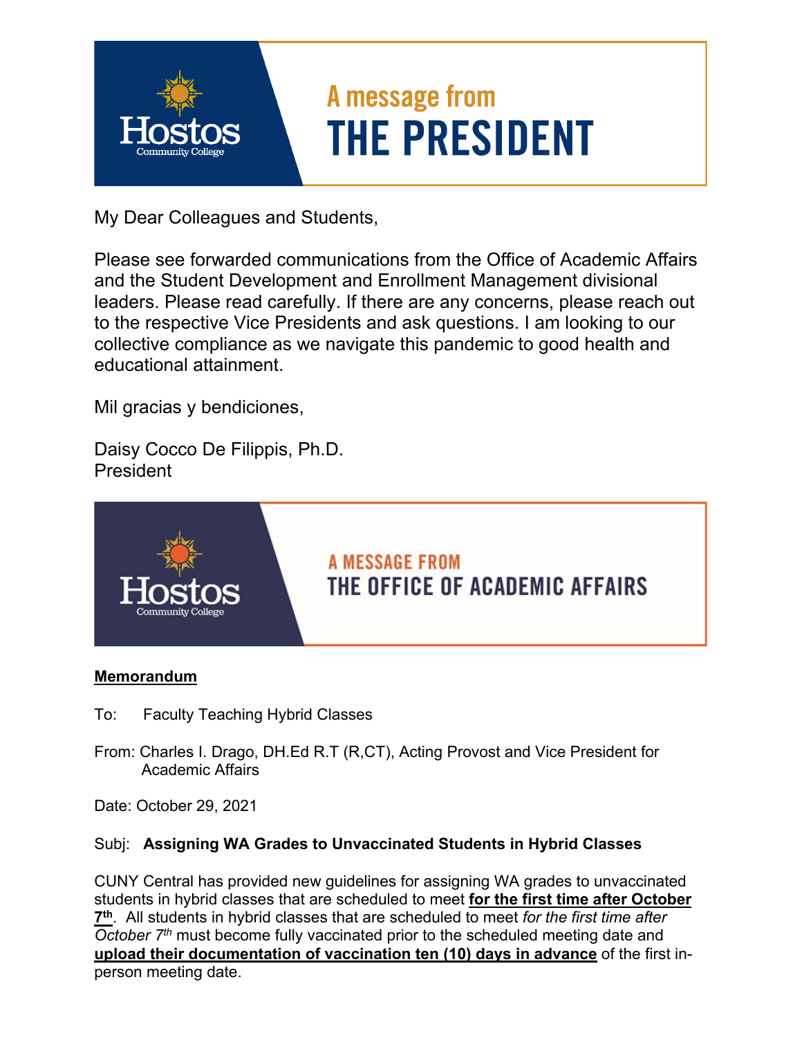# A message from THE PRESIDENT

Hostos Community College

My Dear Colleagues and Students,

Please see forwarded communications from the Office of Academic Affairs and the Student Development and Enrollment Management divisional leaders. Please read carefully. If there are any concerns, please reach out to the respective Vice Presidents and ask questions. I am looking to our collective compliance as we navigate this pandemic to good health and educational attainment.

Mil gracias y bendiciones,

Daisy Cocco De Filippis, Ph.D.
President

# A MESSAGE FROM THE OFFICE OF ACADEMIC AFFAIRS

Hostos Community College

**Memorandum**

To: Faculty Teaching Hybrid Classes

From: Charles I. Drago, DH.Ed R.T (R,CT), Acting Provost and Vice President for Academic Affairs

Date: October 29, 2021

Subj: **Assigning WA Grades to Unvaccinated Students in Hybrid Classes**

CUNY Central has provided new guidelines for assigning WA grades to unvaccinated students in hybrid classes that are scheduled to meet **for the first time after October 7th**. All students in hybrid classes that are scheduled to meet *for the first time after October 7th* must become fully vaccinated prior to the scheduled meeting date and **upload their documentation of vaccination ten (10) days in advance** of the first in-person meeting date.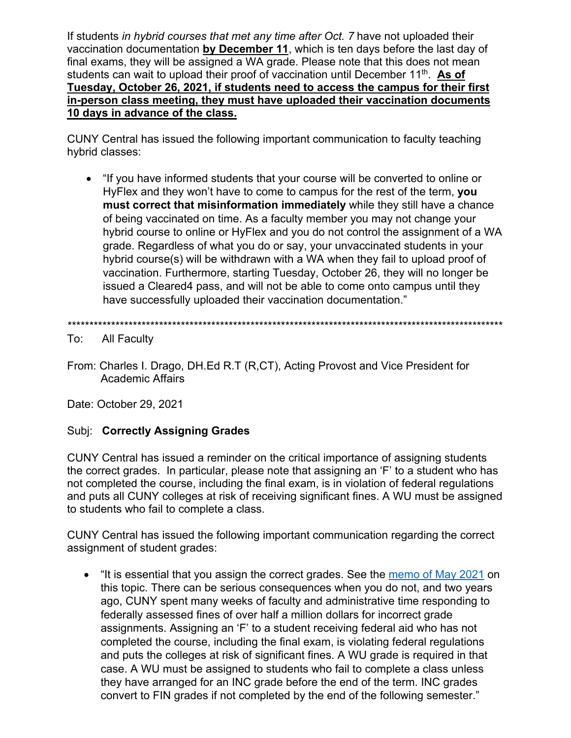If students *in hybrid courses that met any time after Oct. 7* have not uploaded their vaccination documentation **by December 11**, which is ten days before the last day of final exams, they will be assigned a WA grade. Please note that this does not mean students can wait to upload their proof of vaccination until December 11th. **As of Tuesday, October 26, 2021, if students need to access the campus for their first in-person class meeting, they must have uploaded their vaccination documents 10 days in advance of the class.**

CUNY Central has issued the following important communication to faculty teaching hybrid classes:

- "If you have informed students that your course will be converted to online or HyFlex and they won't have to come to campus for the rest of the term, **you must correct that misinformation immediately** while they still have a chance of being vaccinated on time. As a faculty member you may not change your hybrid course to online or HyFlex and you do not control the assignment of a WA grade. Regardless of what you do or say, your unvaccinated students in your hybrid course(s) will be withdrawn with a WA when they fail to upload proof of vaccination. Furthermore, starting Tuesday, October 26, they will no longer be issued a Cleared4 pass, and will not be able to come onto campus until they have successfully uploaded their vaccination documentation."

*****************************************************************************************************

To: All Faculty

From: Charles I. Drago, DH.Ed R.T (R,CT), Acting Provost and Vice President for Academic Affairs

Date: October 29, 2021

Subj: **Correctly Assigning Grades**

CUNY Central has issued a reminder on the critical importance of assigning students the correct grades. In particular, please note that assigning an 'F' to a student who has not completed the course, including the final exam, is in violation of federal regulations and puts all CUNY colleges at risk of receiving significant fines. A WU must be assigned to students who fail to complete a class.

CUNY Central has issued the following important communication regarding the correct assignment of student grades:

- "It is essential that you assign the correct grades. See the memo of May 2021 on this topic. There can be serious consequences when you do not, and two years ago, CUNY spent many weeks of faculty and administrative time responding to federally assessed fines of over half a million dollars for incorrect grade assignments. Assigning an 'F' to a student receiving federal aid who has not completed the course, including the final exam, is violating federal regulations and puts the colleges at risk of significant fines. A WU grade is required in that case. A WU must be assigned to students who fail to complete a class unless they have arranged for an INC grade before the end of the term. INC grades convert to FIN grades if not completed by the end of the following semester."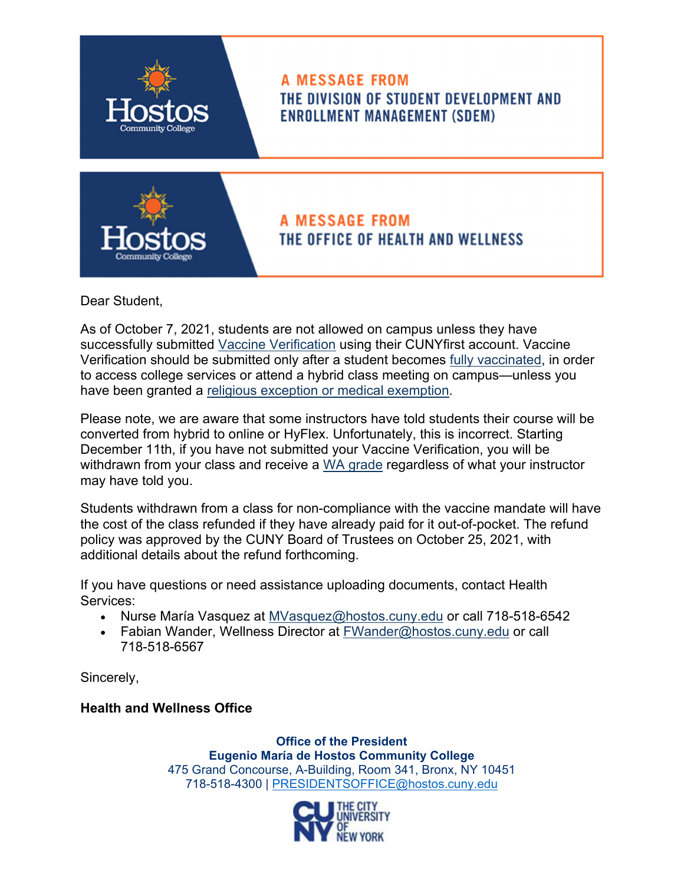A MESSAGE FROM
THE DIVISION OF STUDENT DEVELOPMENT AND ENROLLMENT MANAGEMENT (SDEM)

A MESSAGE FROM
THE OFFICE OF HEALTH AND WELLNESS

Dear Student,

As of October 7, 2021, students are not allowed on campus unless they have successfully submitted [Vaccine Verification] using their CUNYfirst account. Vaccine Verification should be submitted only after a student becomes [fully vaccinated], in order to access college services or attend a hybrid class meeting on campus—unless you have been granted a [religious exception or medical exemption].

Please note, we are aware that some instructors have told students their course will be converted from hybrid to online or HyFlex. Unfortunately, this is incorrect. Starting December 11th, if you have not submitted your Vaccine Verification, you will be withdrawn from your class and receive a [WA grade] regardless of what your instructor may have told you.

Students withdrawn from a class for non-compliance with the vaccine mandate will have the cost of the class refunded if they have already paid for it out-of-pocket. The refund policy was approved by the CUNY Board of Trustees on October 25, 2021, with additional details about the refund forthcoming.

If you have questions or need assistance uploading documents, contact Health Services:

- Nurse María Vasquez at MVasquez@hostos.cuny.edu or call 718-518-6542
- Fabian Wander, Wellness Director at FWander@hostos.cuny.edu or call 718-518-6567

Sincerely,

**Health and Wellness Office**

**Office of the President**
**Eugenio María de Hostos Community College**
475 Grand Concourse, A-Building, Room 341, Bronx, NY 10451
718-518-4300 | PRESIDENTSOFFICE@hostos.cuny.edu

THE CITY UNIVERSITY OF NEW YORK